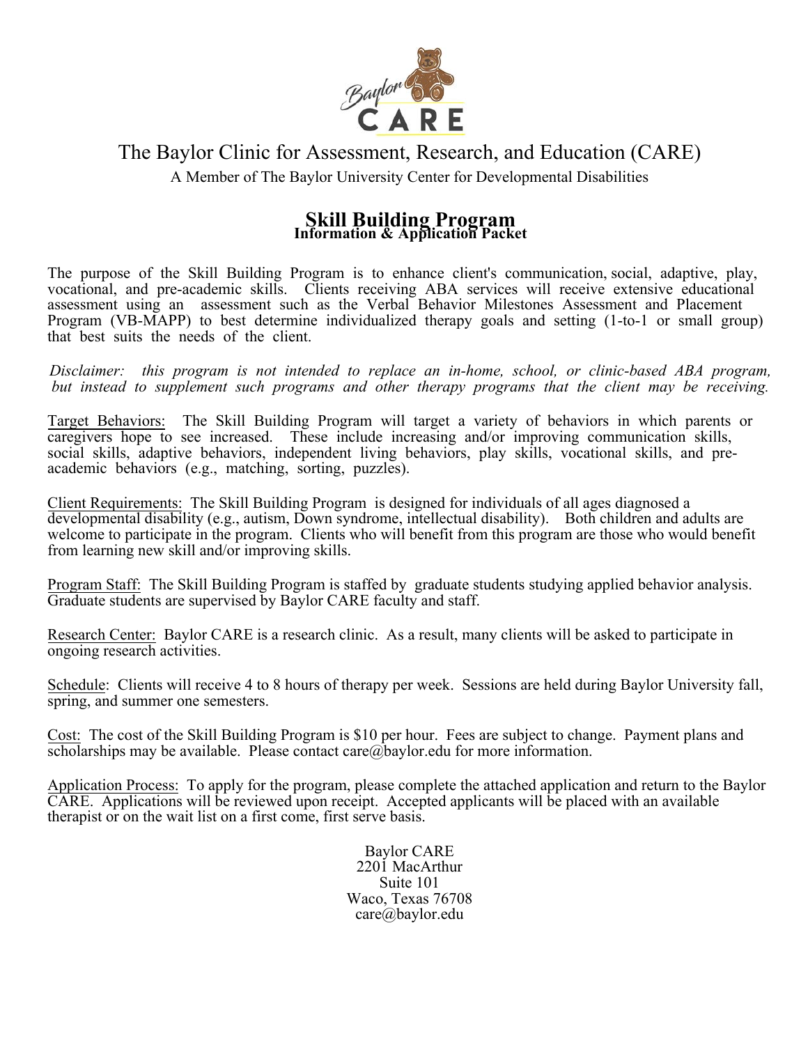# The Baylor Clinic for Assessment, Research, and Education (CARE)

A Member of The Baylor University Center for Developmental Disabilities

## Skill Building Program

### Information & Application Packet

The purpose of the Skill Building Program is to enhance client's communication, social, adaptive, play, vocational, and pre-academic skills. Clients receiving ABA services will receive extensive educational assessment using an assessment such as the Verbal Behavior Milestones Assessment and Placement Program (VB-MAPP) to best determine individualized therapy goals and setting (1-to-1 or small group) that best suits the needs of the client.

*Disclaimer: this program is not intended to replace an in-home, school, or clinic-based ABA program, but instead to supplement such programs and other therapy programs that the client may be receiving.*

<u>Target Behaviors:</u> The Skill Building Program will target a variety of behaviors in which parents or caregivers hope to see increased. These include increasing and/or improving communication skills, social skills, adaptive behaviors, independent living behaviors, play skills, vocational skills, and pre-academic behaviors (e.g., matching, sorting, puzzles).

<u>Client Requirements:</u> The Skill Building Program is designed for individuals of all ages diagnosed a developmental disability (e.g., autism, Down syndrome, intellectual disability). Both children and adults are welcome to participate in the program. Clients who will benefit from this program are those who would benefit from learning new skill and/or improving skills.

<u>Program Staff:</u> The Skill Building Program is staffed by graduate students studying applied behavior analysis. Graduate students are supervised by Baylor CARE faculty and staff.

<u>Research Center:</u> Baylor CARE is a research clinic. As a result, many clients will be asked to participate in ongoing research activities.

<u>Schedule</u>: Clients will receive 4 to 8 hours of therapy per week. Sessions are held during Baylor University fall, spring, and summer one semesters.

<u>Cost:</u> The cost of the Skill Building Program is $10 per hour. Fees are subject to change. Payment plans and scholarships may be available. Please contact care@baylor.edu for more information.

<u>Application Process:</u> To apply for the program, please complete the attached application and return to the Baylor CARE. Applications will be reviewed upon receipt. Accepted applicants will be placed with an available therapist or on the wait list on a first come, first serve basis.

Baylor CARE
2201 MacArthur
Suite 101
Waco, Texas 76708
care@baylor.edu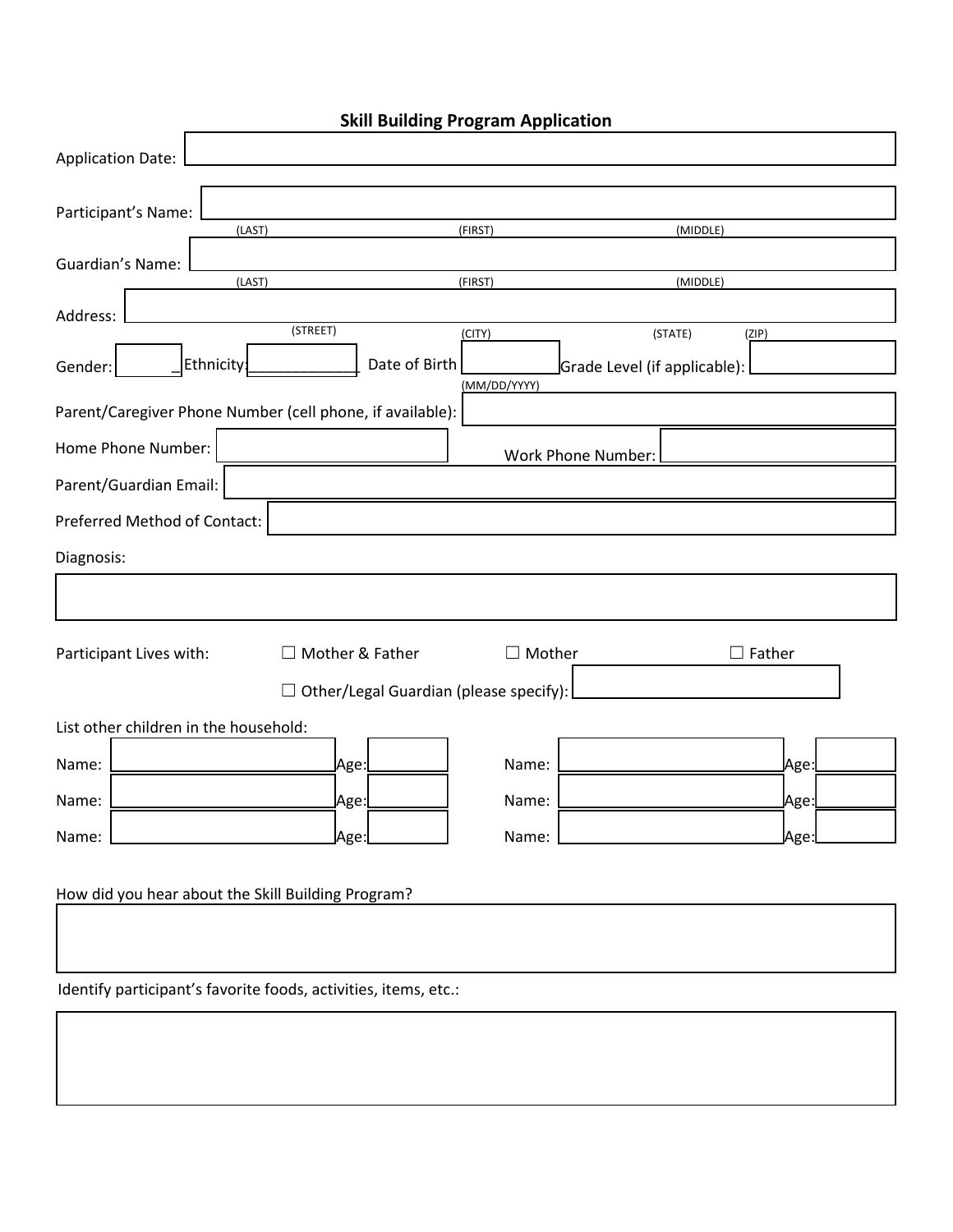## Skill Building Program Application

Application Date:

Participant's Name:
(LAST) (FIRST) (MIDDLE)

Guardian's Name:
(LAST) (FIRST) (MIDDLE)

Address:
(STREET) (CITY) (STATE) (ZIP)

Gender: _ Ethnicity:____________ Date of Birth (MM/DD/YYYY) Grade Level (if applicable):

Parent/Caregiver Phone Number (cell phone, if available):

Home Phone Number: Work Phone Number:

Parent/Guardian Email:

Preferred Method of Contact:

Diagnosis:

Participant Lives with: ☐ Mother & Father ☐ Mother ☐ Father

☐ Other/Legal Guardian (please specify):

List other children in the household:

| Name: | Age: | Name: | Age: |
|---|---|---|---|
| | | | |
| | | | |
| | | | |

How did you hear about the Skill Building Program?

Identify participant's favorite foods, activities, items, etc.: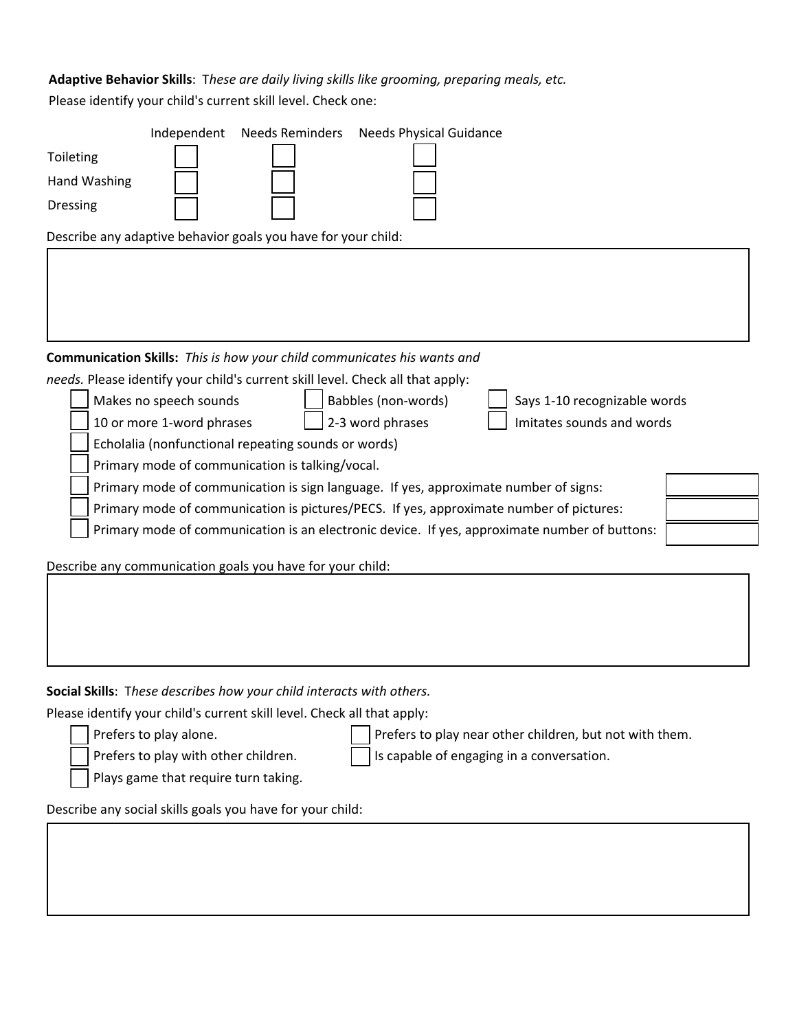**Adaptive Behavior Skills**: *These are daily living skills like grooming, preparing meals, etc.*

Please identify your child's current skill level. Check one:

| | Independent | Needs Reminders | Needs Physical Guidance |
|---|---|---|---|
| Toileting | ☐ | ☐ | ☐ |
| Hand Washing | ☐ | ☐ | ☐ |
| Dressing | ☐ | ☐ | ☐ |

Describe any adaptive behavior goals you have for your child:

**Communication Skills:** *This is how your child communicates his wants and needs.* Please identify your child's current skill level. Check all that apply:

- ☐ Makes no speech sounds
- ☐ Babbles (non-words)
- ☐ Says 1-10 recognizable words
- ☐ 10 or more 1-word phrases
- ☐ 2-3 word phrases
- ☐ Imitates sounds and words
- ☐ Echolalia (nonfunctional repeating sounds or words)
- ☐ Primary mode of communication is talking/vocal.
- ☐ Primary mode of communication is sign language. If yes, approximate number of signs: ______
- ☐ Primary mode of communication is pictures/PECS. If yes, approximate number of pictures: ______
- ☐ Primary mode of communication is an electronic device. If yes, approximate number of buttons: ______

Describe any communication goals you have for your child:

**Social Skills**: *These describes how your child interacts with others.*

Please identify your child's current skill level. Check all that apply:

- ☐ Prefers to play alone.
- ☐ Prefers to play near other children, but not with them.
- ☐ Prefers to play with other children.
- ☐ Is capable of engaging in a conversation.
- ☐ Plays game that require turn taking.

Describe any social skills goals you have for your child: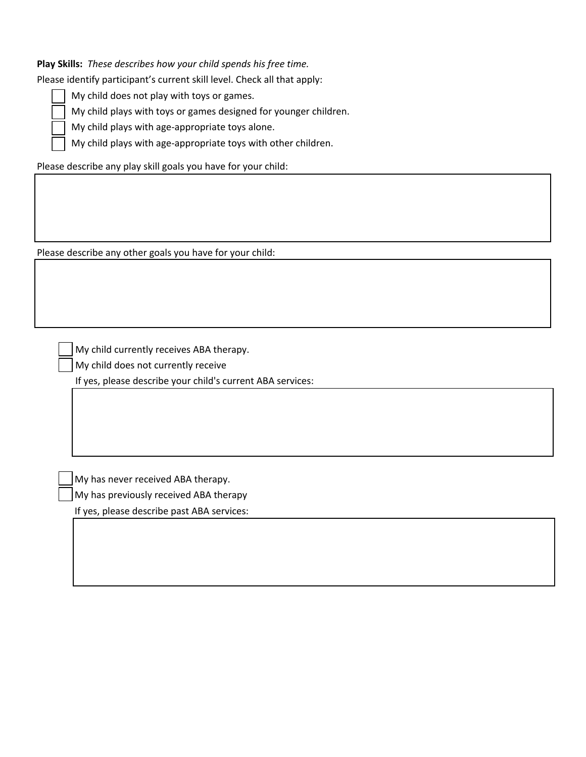**Play Skills:** *These describes how your child spends his free time.*

Please identify participant's current skill level. Check all that apply:

- ☐ My child does not play with toys or games.
- ☐ My child plays with toys or games designed for younger children.
- ☐ My child plays with age-appropriate toys alone.
- ☐ My child plays with age-appropriate toys with other children.

Please describe any play skill goals you have for your child:

Please describe any other goals you have for your child:

- ☐ My child currently receives ABA therapy.
- ☐ My child does not currently receive

If yes, please describe your child's current ABA services:

- ☐ My has never received ABA therapy.
- ☐ My has previously received ABA therapy

If yes, please describe past ABA services: